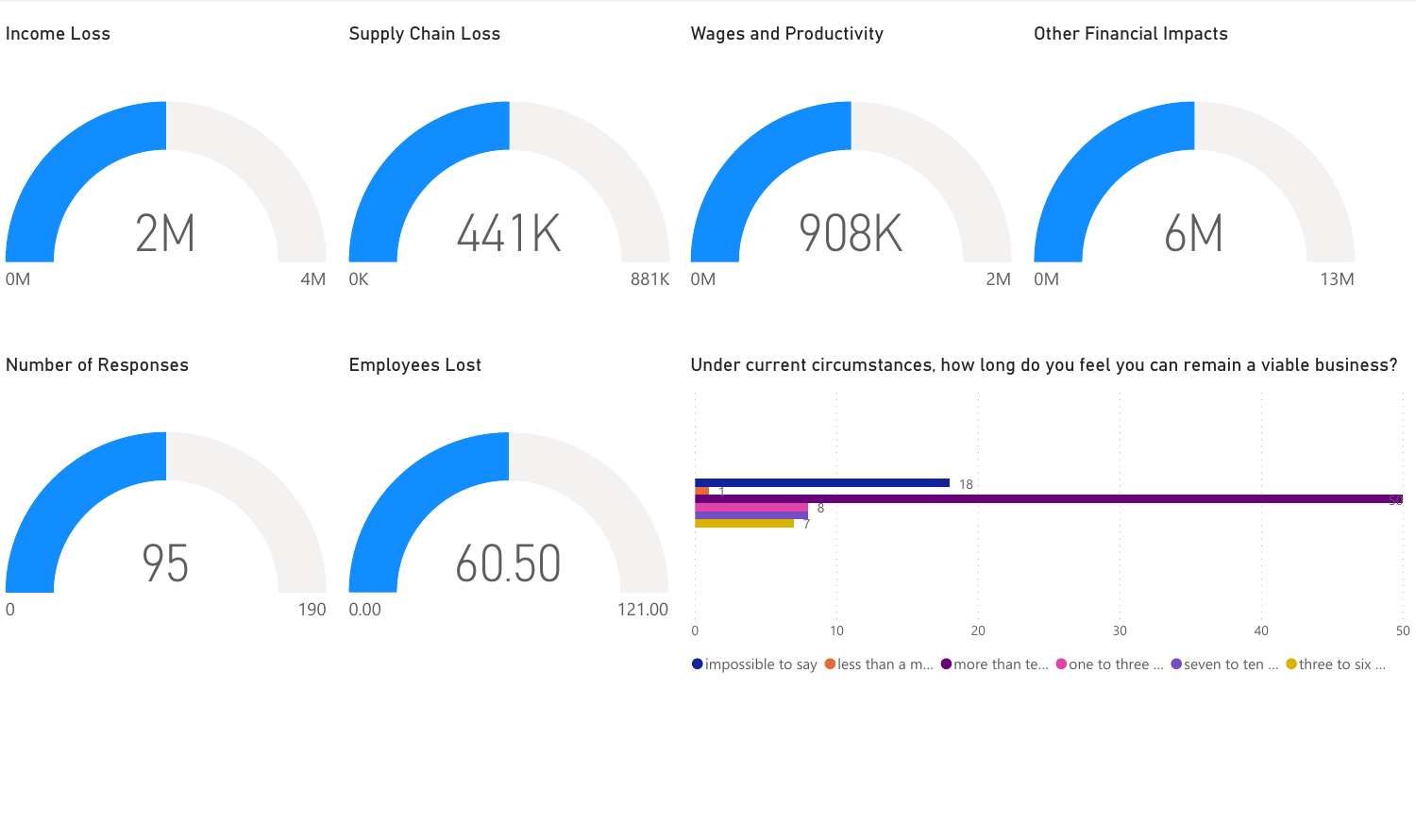## Income Loss

2M

0M — 4M

## Supply Chain Loss

441K

0K — 881K

## Wages and Productivity

908K

0M — 2M

## Other Financial Impacts

6M

0M — 13M

## Number of Responses

95

0 — 190

## Employees Lost

60.50

0.00 — 121.00

## Under current circumstances, how long do you feel you can remain a viable business?

| Response | Count |
|---|---|
| impossible to say | 18 |
| less than a m... | 1 |
| more than te... | 50 |
| one to three ... | 8 |
| seven to ten ... | 8 |
| three to six ... | 7 |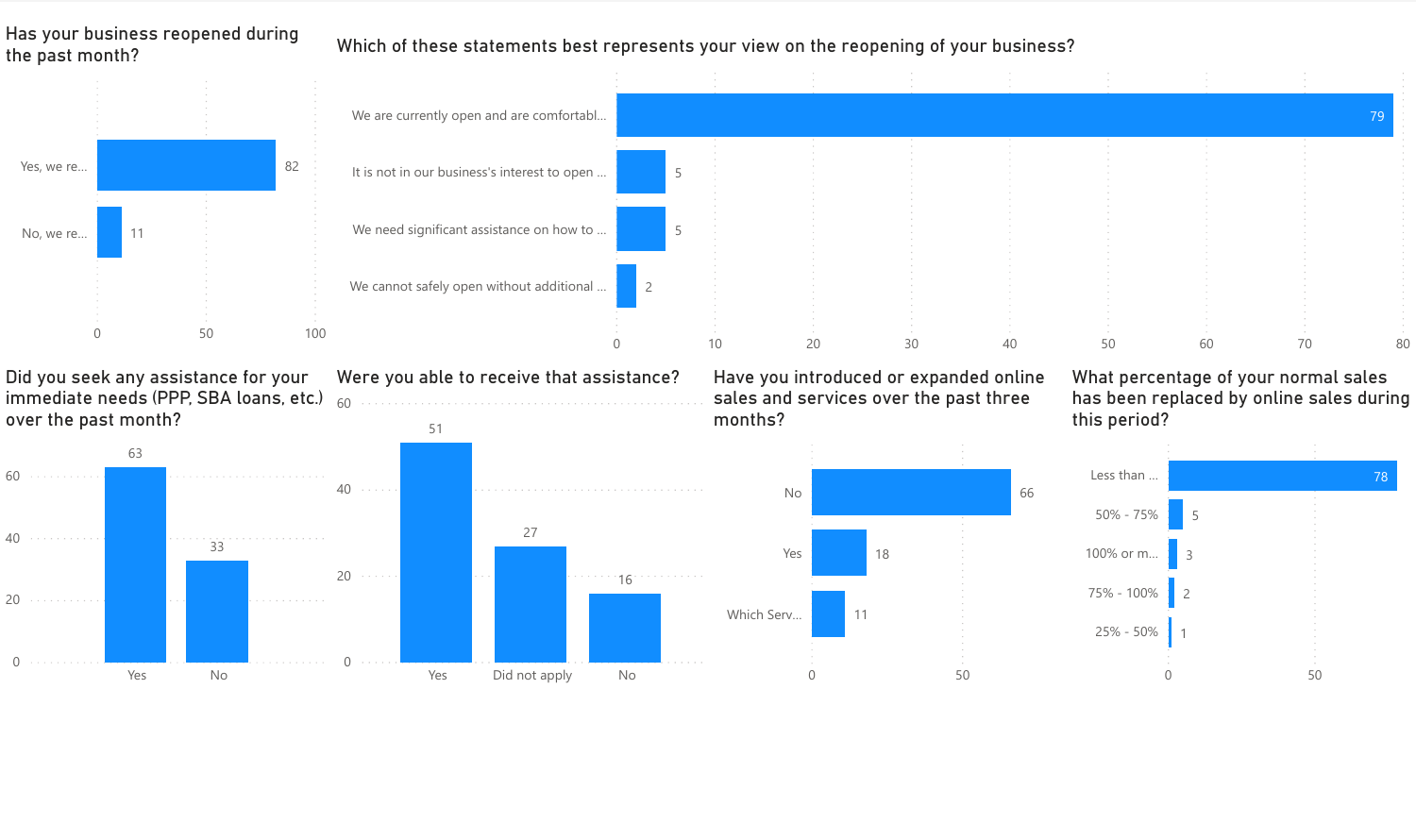## Has your business reopened during the past month?

Yes, we re... 82

No, we re... 11

0 50 100

## Which of these statements best represents your view on the reopening of your business?

We are currently open and are comfortabl... 79

It is not in our business's interest to open ... 5

We need significant assistance on how to ... 5

We cannot safely open without additional ... 2

0 10 20 30 40 50 60 70 80

## Did you seek any assistance for your immediate needs (PPP, SBA loans, etc.) over the past month?

Yes 63

No 33

0 20 40 60

## Were you able to receive that assistance?

Yes 51

Did not apply 27

No 16

0 20 40 60

## Have you introduced or expanded online sales and services over the past three months?

No 66

Yes 18

Which Serv... 11

0 50

## What percentage of your normal sales has been replaced by online sales during this period?

Less than ... 78

50% - 75% 5

100% or m... 3

75% - 100% 2

25% - 50% 1

0 50